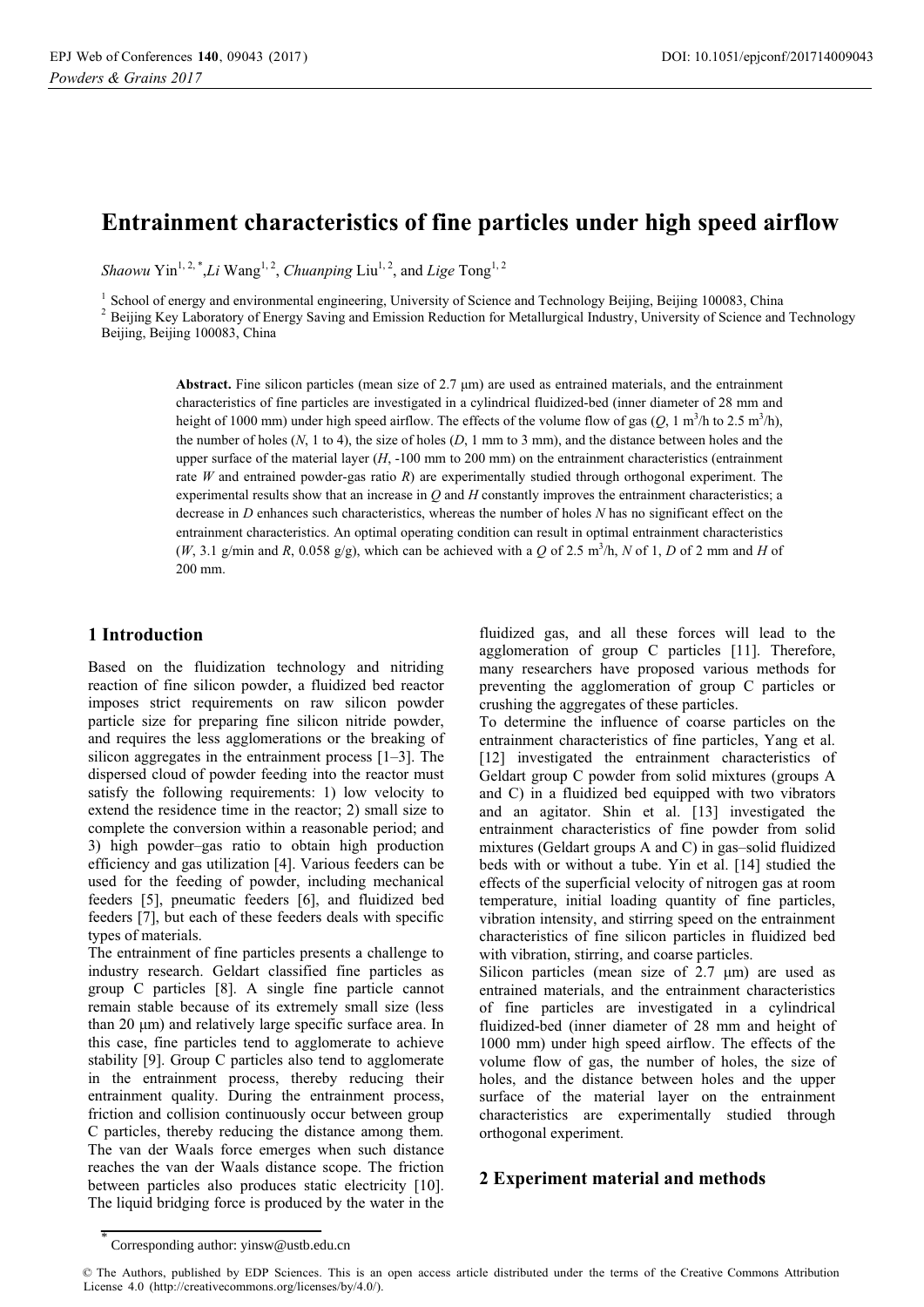# Entrainment characteristics of fine particles under high speed airflow

*Shaowu* Yin[1, 2, *], *Li* Wang[1, 2], *Chuanping* Liu[1, 2], and *Lige* Tong[1, 2]

[1] School of energy and environmental engineering, University of Science and Technology Beijing, Beijing 100083, China
[2] Beijing Key Laboratory of Energy Saving and Emission Reduction for Metallurgical Industry, University of Science and Technology Beijing, Beijing 100083, China

**Abstract.** Fine silicon particles (mean size of 2.7 μm) are used as entrained materials, and the entrainment characteristics of fine particles are investigated in a cylindrical fluidized-bed (inner diameter of 28 mm and height of 1000 mm) under high speed airflow. The effects of the volume flow of gas ($Q$, 1 $m^3$/h to 2.5 $m^3$/h), the number of holes ($N$, 1 to 4), the size of holes ($D$, 1 mm to 3 mm), and the distance between holes and the upper surface of the material layer ($H$, -100 mm to 200 mm) on the entrainment characteristics (entrainment rate $W$ and entrained powder-gas ratio $R$) are experimentally studied through orthogonal experiment. The experimental results show that an increase in $Q$ and $H$ constantly improves the entrainment characteristics; a decrease in $D$ enhances such characteristics, whereas the number of holes $N$ has no significant effect on the entrainment characteristics. An optimal operating condition can result in optimal entrainment characteristics ($W$, 3.1 g/min and $R$, 0.058 g/g), which can be achieved with a $Q$ of 2.5 $m^3$/h, $N$ of 1, $D$ of 2 mm and $H$ of 200 mm.

## 1 Introduction

Based on the fluidization technology and nitriding reaction of fine silicon powder, a fluidized bed reactor imposes strict requirements on raw silicon powder particle size for preparing fine silicon nitride powder, and requires the less agglomerations or the breaking of silicon aggregates in the entrainment process [1–3]. The dispersed cloud of powder feeding into the reactor must satisfy the following requirements: 1) low velocity to extend the residence time in the reactor; 2) small size to complete the conversion within a reasonable period; and 3) high powder–gas ratio to obtain high production efficiency and gas utilization [4]. Various feeders can be used for the feeding of powder, including mechanical feeders [5], pneumatic feeders [6], and fluidized bed feeders [7], but each of these feeders deals with specific types of materials.

The entrainment of fine particles presents a challenge to industry research. Geldart classified fine particles as group C particles [8]. A single fine particle cannot remain stable because of its extremely small size (less than 20 μm) and relatively large specific surface area. In this case, fine particles tend to agglomerate to achieve stability [9]. Group C particles also tend to agglomerate in the entrainment process, thereby reducing their entrainment quality. During the entrainment process, friction and collision continuously occur between group C particles, thereby reducing the distance among them. The van der Waals force emerges when such distance reaches the van der Waals distance scope. The friction between particles also produces static electricity [10]. The liquid bridging force is produced by the water in the fluidized gas, and all these forces will lead to the agglomeration of group C particles [11]. Therefore, many researchers have proposed various methods for preventing the agglomeration of group C particles or crushing the aggregates of these particles.

To determine the influence of coarse particles on the entrainment characteristics of fine particles, Yang et al. [12] investigated the entrainment characteristics of Geldart group C powder from solid mixtures (groups A and C) in a fluidized bed equipped with two vibrators and an agitator. Shin et al. [13] investigated the entrainment characteristics of fine powder from solid mixtures (Geldart groups A and C) in gas–solid fluidized beds with or without a tube. Yin et al. [14] studied the effects of the superficial velocity of nitrogen gas at room temperature, initial loading quantity of fine particles, vibration intensity, and stirring speed on the entrainment characteristics of fine silicon particles in fluidized bed with vibration, stirring, and coarse particles.

Silicon particles (mean size of 2.7 μm) are used as entrained materials, and the entrainment characteristics of fine particles are investigated in a cylindrical fluidized-bed (inner diameter of 28 mm and height of 1000 mm) under high speed airflow. The effects of the volume flow of gas, the number of holes, the size of holes, and the distance between holes and the upper surface of the material layer on the entrainment characteristics are experimentally studied through orthogonal experiment.

## 2 Experiment material and methods

* Corresponding author: yinsw@ustb.edu.cn

© The Authors, published by EDP Sciences. This is an open access article distributed under the terms of the Creative Commons Attribution License 4.0 (http://creativecommons.org/licenses/by/4.0/).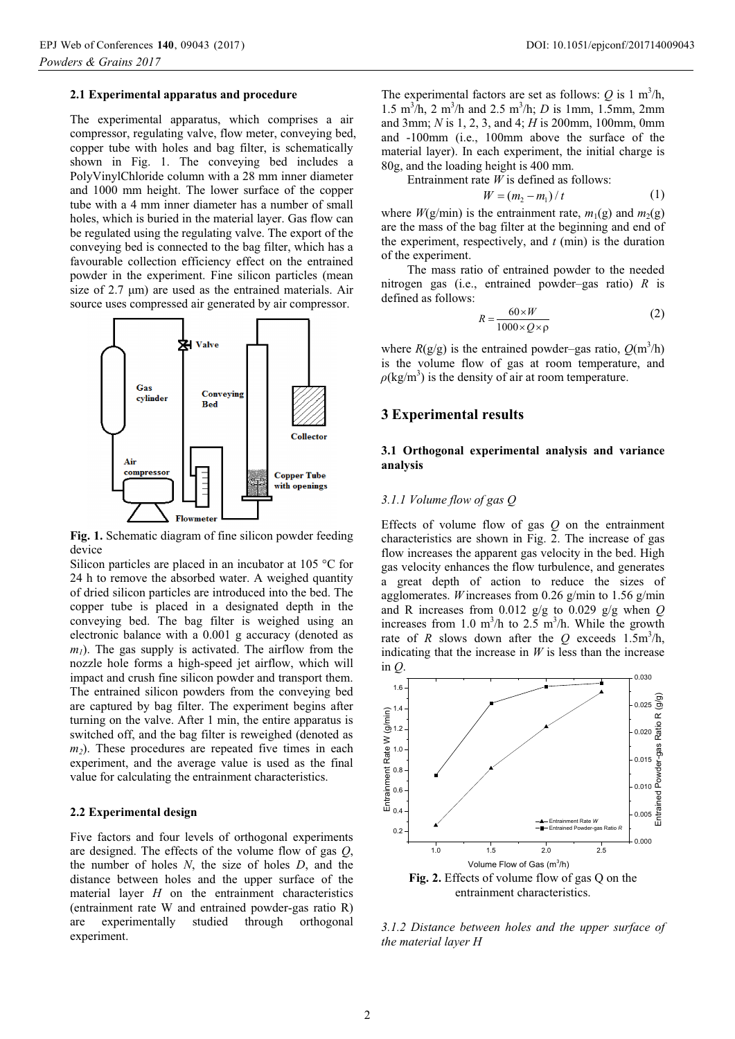### 2.1 Experimental apparatus and procedure

The experimental apparatus, which comprises a air compressor, regulating valve, flow meter, conveying bed, copper tube with holes and bag filter, is schematically shown in Fig. 1. The conveying bed includes a PolyVinylChloride column with a 28 mm inner diameter and 1000 mm height. The lower surface of the copper tube with a 4 mm inner diameter has a number of small holes, which is buried in the material layer. Gas flow can be regulated using the regulating valve. The export of the conveying bed is connected to the bag filter, which has a favourable collection efficiency effect on the entrained powder in the experiment. Fine silicon particles (mean size of 2.7 μm) are used as the entrained materials. Air source uses compressed air generated by air compressor.

Valve
Gas cylinder
Conveying Bed
Collector
Air compressor
Copper Tube with openings
Flowmeter

**Fig. 1.** Schematic diagram of fine silicon powder feeding device

Silicon particles are placed in an incubator at 105 °C for 24 h to remove the absorbed water. A weighed quantity of dried silicon particles are introduced into the bed. The copper tube is placed in a designated depth in the conveying bed. The bag filter is weighed using an electronic balance with a 0.001 g accuracy (denoted as $m_1$). The gas supply is activated. The airflow from the nozzle hole forms a high-speed jet airflow, which will impact and crush fine silicon powder and transport them. The entrained silicon powders from the conveying bed are captured by bag filter. The experiment begins after turning on the valve. After 1 min, the entire apparatus is switched off, and the bag filter is reweighed (denoted as $m_2$). These procedures are repeated five times in each experiment, and the average value is used as the final value for calculating the entrainment characteristics.

### 2.2 Experimental design

Five factors and four levels of orthogonal experiments are designed. The effects of the volume flow of gas $Q$, the number of holes $N$, the size of holes $D$, and the distance between holes and the upper surface of the material layer $H$ on the entrainment characteristics (entrainment rate W and entrained powder-gas ratio R) are experimentally studied through orthogonal experiment.

The experimental factors are set as follows: $Q$ is 1 m$^3$/h, 1.5 m$^3$/h, 2 m$^3$/h and 2.5 m$^3$/h; $D$ is 1mm, 1.5mm, 2mm and 3mm; $N$ is 1, 2, 3, and 4; $H$ is 200mm, 100mm, 0mm and -100mm (i.e., 100mm above the surface of the material layer). In each experiment, the initial charge is 80g, and the loading height is 400 mm.

Entrainment rate $W$ is defined as follows:

$$W = (m_2 - m_1)/t \tag{1}$$

where $W$(g/min) is the entrainment rate, $m_1$(g) and $m_2$(g) are the mass of the bag filter at the beginning and end of the experiment, respectively, and $t$ (min) is the duration of the experiment.

The mass ratio of entrained powder to the needed nitrogen gas (i.e., entrained powder–gas ratio) $R$ is defined as follows:

$$R = \frac{60 \times W}{1000 \times Q \times \rho} \tag{2}$$

where $R$(g/g) is the entrained powder–gas ratio, $Q$(m$^3$/h) is the volume flow of gas at room temperature, and $\rho$(kg/m$^3$) is the density of air at room temperature.

## 3 Experimental results

### 3.1 Orthogonal experimental analysis and variance analysis

#### *3.1.1 Volume flow of gas Q*

Effects of volume flow of gas $Q$ on the entrainment characteristics are shown in Fig. 2. The increase of gas flow increases the apparent gas velocity in the bed. High gas velocity enhances the flow turbulence, and generates a great depth of action to reduce the sizes of agglomerates. $W$ increases from 0.26 g/min to 1.56 g/min and R increases from 0.012 g/g to 0.029 g/g when $Q$ increases from 1.0 m$^3$/h to 2.5 m$^3$/h. While the growth rate of $R$ slows down after the $Q$ exceeds 1.5m$^3$/h, indicating that the increase in $W$ is less than the increase in $Q$.

Entrainment Rate W (g/min)
Entrained Powder-gas Ratio R (g/g)
Volume Flow of Gas (m$^3$/h)
Entrainment Rate $W$
Entrained Powder-gas Ratio $R$

**Fig. 2.** Effects of volume flow of gas Q on the entrainment characteristics.

#### *3.1.2 Distance between holes and the upper surface of the material layer H*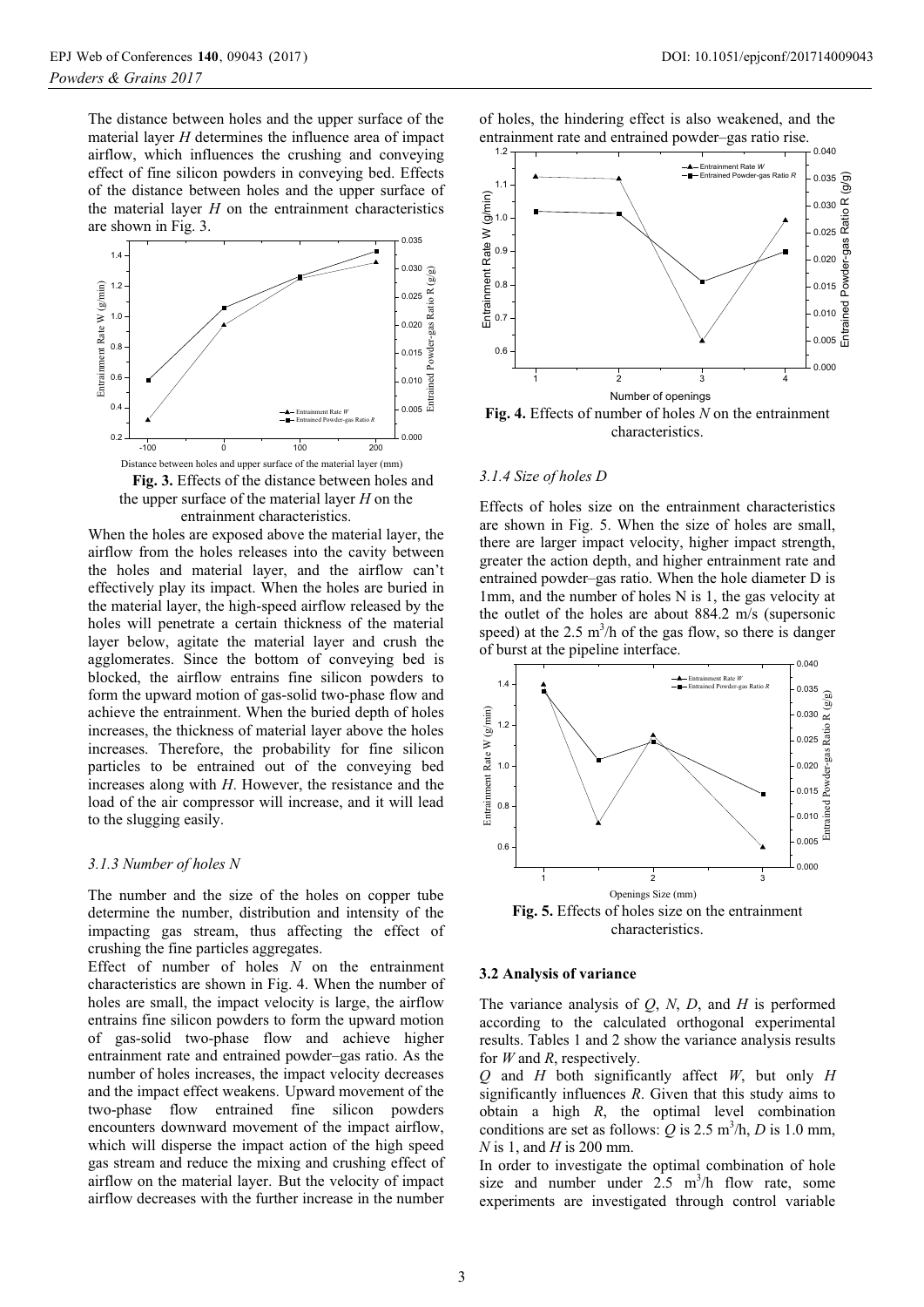The distance between holes and the upper surface of the material layer $H$ determines the influence area of impact airflow, which influences the crushing and conveying effect of fine silicon powders in conveying bed. Effects of the distance between holes and the upper surface of the material layer $H$ on the entrainment characteristics are shown in Fig. 3.

Entrainment Rate W (g/min)
Entrained Powder-gas Ratio R (g/g)
0.2 0.4 0.6 0.8 1.0 1.2 1.4
0.000 0.005 0.010 0.015 0.020 0.025 0.030 0.035
-100 0 100 200
Entrainment Rate $W$
Entrained Powder-gas Ratio $R$
Distance between holes and upper surface of the material layer (mm)

**Fig. 3.** Effects of the distance between holes and the upper surface of the material layer $H$ on the entrainment characteristics.

When the holes are exposed above the material layer, the airflow from the holes releases into the cavity between the holes and material layer, and the airflow can't effectively play its impact. When the holes are buried in the material layer, the high-speed airflow released by the holes will penetrate a certain thickness of the material layer below, agitate the material layer and crush the agglomerates. Since the bottom of conveying bed is blocked, the airflow entrains fine silicon powders to form the upward motion of gas-solid two-phase flow and achieve the entrainment. When the buried depth of holes increases, the thickness of material layer above the holes increases. Therefore, the probability for fine silicon particles to be entrained out of the conveying bed increases along with $H$. However, the resistance and the load of the air compressor will increase, and it will lead to the slugging easily.

### 3.1.3 Number of holes N

The number and the size of the holes on copper tube determine the number, distribution and intensity of the impacting gas stream, thus affecting the effect of crushing the fine particles aggregates.

Effect of number of holes $N$ on the entrainment characteristics are shown in Fig. 4. When the number of holes are small, the impact velocity is large, the airflow entrains fine silicon powders to form the upward motion of gas-solid two-phase flow and achieve higher entrainment rate and entrained powder–gas ratio. As the number of holes increases, the impact velocity decreases and the impact effect weakens. Upward movement of the two-phase flow entrained fine silicon powders encounters downward movement of the impact airflow, which will disperse the impact action of the high speed gas stream and reduce the mixing and crushing effect of airflow on the material layer. But the velocity of impact airflow decreases with the further increase in the number of holes, the hindering effect is also weakened, and the entrainment rate and entrained powder–gas ratio rise.

Entrainment Rate W (g/min)
Entrained Powder-gas Ratio R (g/g)
0.6 0.7 0.8 0.9 1.0 1.1 1.2
0.000 0.005 0.010 0.015 0.020 0.025 0.030 0.035 0.040
1 2 3 4
Entrainment Rate $W$
Entrained Powder-gas Ratio $R$
Number of openings

**Fig. 4.** Effects of number of holes $N$ on the entrainment characteristics.

### 3.1.4 Size of holes D

Effects of holes size on the entrainment characteristics are shown in Fig. 5. When the size of holes are small, there are larger impact velocity, higher impact strength, greater the action depth, and higher entrainment rate and entrained powder–gas ratio. When the hole diameter D is 1mm, and the number of holes N is 1, the gas velocity at the outlet of the holes are about 884.2 m/s (supersonic speed) at the 2.5 $m^3$/h of the gas flow, so there is danger of burst at the pipeline interface.

Entrainment Rate W (g/min)
Entrained Powder-gas Ratio R (g/g)
0.6 0.8 1.0 1.2 1.4
0.000 0.005 0.010 0.015 0.020 0.025 0.030 0.035 0.040
1 2 3
Entrainment Rate $W$
Entrained Powder-gas Ratio $R$
Openings Size (mm)

**Fig. 5.** Effects of holes size on the entrainment characteristics.

## 3.2 Analysis of variance

The variance analysis of $Q$, $N$, $D$, and $H$ is performed according to the calculated orthogonal experimental results. Tables 1 and 2 show the variance analysis results for $W$ and $R$, respectively.

$Q$ and $H$ both significantly affect $W$, but only $H$ significantly influences $R$. Given that this study aims to obtain a high $R$, the optimal level combination conditions are set as follows: $Q$ is 2.5 $m^3$/h, $D$ is 1.0 mm, $N$ is 1, and $H$ is 200 mm.

In order to investigate the optimal combination of hole size and number under 2.5 $m^3$/h flow rate, some experiments are investigated through control variable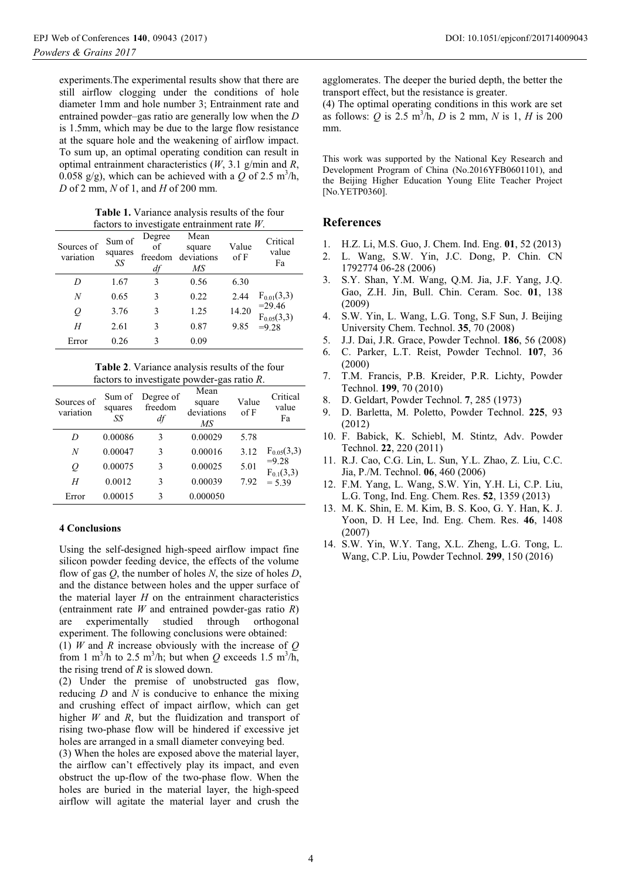experiments.The experimental results show that there are still airflow clogging under the conditions of hole diameter 1mm and hole number 3; Entrainment rate and entrained powder–gas ratio are generally low when the $D$ is 1.5mm, which may be due to the large flow resistance at the square hole and the weakening of airflow impact. To sum up, an optimal operating condition can result in optimal entrainment characteristics ($W$, 3.1 g/min and $R$, 0.058 g/g), which can be achieved with a $Q$ of 2.5 $m^3/h$, $D$ of 2 mm, $N$ of 1, and $H$ of 200 mm.

**Table 1.** Variance analysis results of the four factors to investigate entrainment rate $W$.

| Sources of variation | Sum of squares $SS$ | Degree of freedom $df$ | Mean square deviations $MS$ | Value of F | Critical value Fa |
|---|---|---|---|---|---|
| $D$ | 1.67 | 3 | 0.56 | 6.30 | |
| $N$ | 0.65 | 3 | 0.22 | 2.44 | $F_{0.01}(3,3)$ =29.46 |
| $Q$ | 3.76 | 3 | 1.25 | 14.20 | $F_{0.05}(3,3)$ =9.28 |
| $H$ | 2.61 | 3 | 0.87 | 9.85 | |
| Error | 0.26 | 3 | 0.09 | | |

**Table 2**. Variance analysis results of the four factors to investigate powder-gas ratio $R$.

| Sources of variation | Sum of squares $SS$ | Degree of freedom $df$ | Mean square deviations $MS$ | Value of F | Critical value Fa |
|---|---|---|---|---|---|
| $D$ | 0.00086 | 3 | 0.00029 | 5.78 | |
| $N$ | 0.00047 | 3 | 0.00016 | 3.12 | $F_{0.05}(3,3)$ =9.28 |
| $Q$ | 0.00075 | 3 | 0.00025 | 5.01 | $F_{0.1}(3,3)$ = 5.39 |
| $H$ | 0.0012 | 3 | 0.00039 | 7.92 | |
| Error | 0.00015 | 3 | 0.000050 | | |

### 4 Conclusions

Using the self-designed high-speed airflow impact fine silicon powder feeding device, the effects of the volume flow of gas $Q$, the number of holes $N$, the size of holes $D$, and the distance between holes and the upper surface of the material layer $H$ on the entrainment characteristics (entrainment rate $W$ and entrained powder-gas ratio $R$) are experimentally studied through orthogonal experiment. The following conclusions were obtained:

(1) $W$ and $R$ increase obviously with the increase of $Q$ from 1 $m^3/h$ to 2.5 $m^3/h$; but when $Q$ exceeds 1.5 $m^3/h$, the rising trend of $R$ is slowed down.

(2) Under the premise of unobstructed gas flow, reducing $D$ and $N$ is conducive to enhance the mixing and crushing effect of impact airflow, which can get higher $W$ and $R$, but the fluidization and transport of rising two-phase flow will be hindered if excessive jet holes are arranged in a small diameter conveying bed.

(3) When the holes are exposed above the material layer, the airflow can't effectively play its impact, and even obstruct the up-flow of the two-phase flow. When the holes are buried in the material layer, the high-speed airflow will agitate the material layer and crush the agglomerates. The deeper the buried depth, the better the transport effect, but the resistance is greater.

(4) The optimal operating conditions in this work are set as follows: $Q$ is 2.5 $m^3/h$, $D$ is 2 mm, $N$ is 1, $H$ is 200 mm.

This work was supported by the National Key Research and Development Program of China (No.2016YFB0601101), and the Beijing Higher Education Young Elite Teacher Project [No.YETP0360].

## References

1. H.Z. Li, M.S. Guo, J. Chem. Ind. Eng. **01**, 52 (2013)
2. L. Wang, S.W. Yin, J.C. Dong, P. Chin. CN 1792774 06-28 (2006)
3. S.Y. Shan, Y.M. Wang, Q.M. Jia, J.F. Yang, J.Q. Gao, Z.H. Jin, Bull. Chin. Ceram. Soc. **01**, 138 (2009)
4. S.W. Yin, L. Wang, L.G. Tong, S.F Sun, J. Beijing University Chem. Technol. **35**, 70 (2008)
5. J.J. Dai, J.R. Grace, Powder Technol. **186**, 56 (2008)
6. C. Parker, L.T. Reist, Powder Technol. **107**, 36 (2000)
7. T.M. Francis, P.B. Kreider, P.R. Lichty, Powder Technol. **199**, 70 (2010)
8. D. Geldart, Powder Technol. **7**, 285 (1973)
9. D. Barletta, M. Poletto, Powder Technol. **225**, 93 (2012)
10. F. Babick, K. Schiebl, M. Stintz, Adv. Powder Technol. **22**, 220 (2011)
11. R.J. Cao, C.G. Lin, L. Sun, Y.L. Zhao, Z. Liu, C.C. Jia, P./M. Technol. **06**, 460 (2006)
12. F.M. Yang, L. Wang, S.W. Yin, Y.H. Li, C.P. Liu, L.G. Tong, Ind. Eng. Chem. Res. **52**, 1359 (2013)
13. M. K. Shin, E. M. Kim, B. S. Koo, G. Y. Han, K. J. Yoon, D. H Lee, Ind. Eng. Chem. Res. **46**, 1408 (2007)
14. S.W. Yin, W.Y. Tang, X.L. Zheng, L.G. Tong, L. Wang, C.P. Liu, Powder Technol. **299**, 150 (2016)